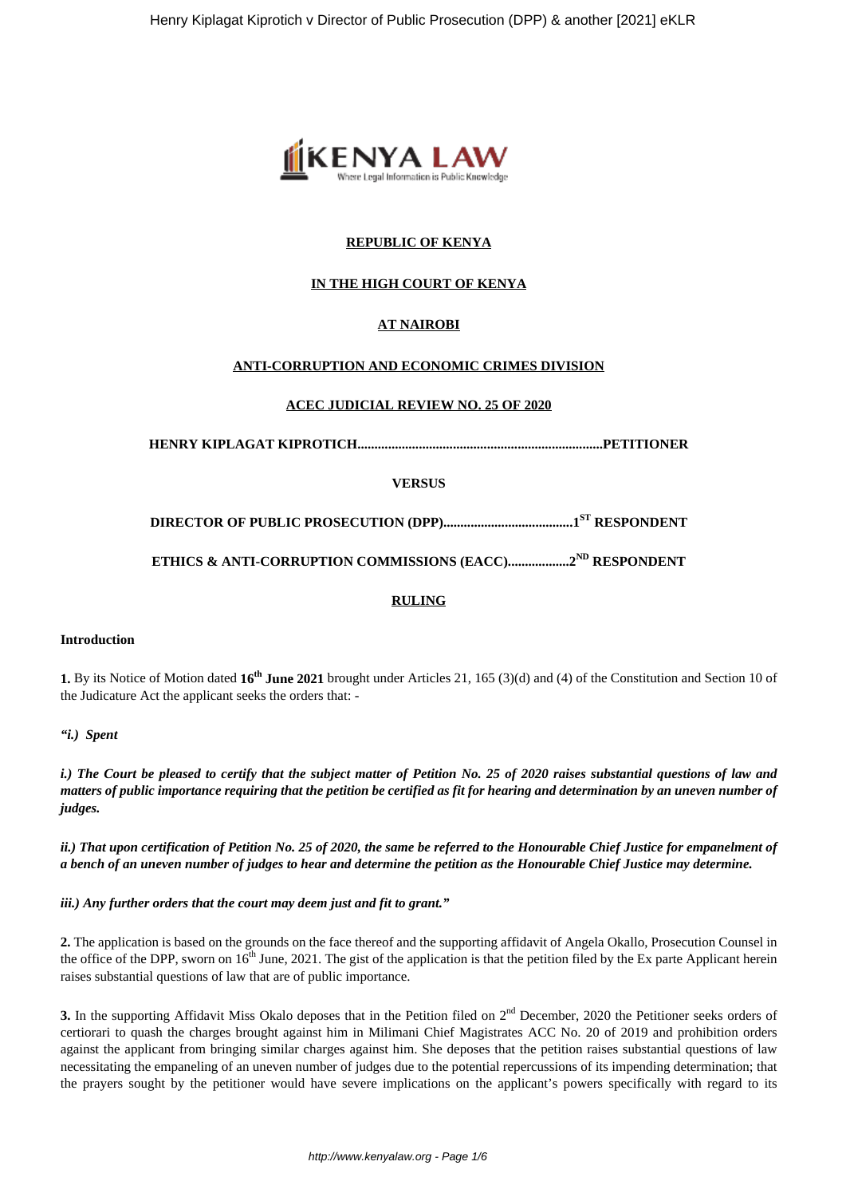**REPUBLIC OF KENYA**

**IN THE HIGH COURT OF KENYA**

**AT NAIROBI**

**ANTI-CORRUPTION AND ECONOMIC CRIMES DIVISION**

**ACEC JUDICIAL REVIEW NO. 25 OF 2020**

**HENRY KIPLAGAT KIPROTICH........................................................................PETITIONER**

**VERSUS**

**DIRECTOR OF PUBLIC PROSECUTION (DPP)......................................1ST RESPONDENT**

**ETHICS & ANTI-CORRUPTION COMMISSIONS (EACC)..................2ND RESPONDENT**

**RULING**

**Introduction**

**1.** By its Notice of Motion dated **16th June 2021** brought under Articles 21, 165 (3)(d) and (4) of the Constitution and Section 10 of the Judicature Act the applicant seeks the orders that: -

*"i.) Spent*

***i.) The Court be pleased to certify that the subject matter of Petition No. 25 of 2020 raises substantial questions of law and matters of public importance requiring that the petition be certified as fit for hearing and determination by an uneven number of judges.***

***ii.) That upon certification of Petition No. 25 of 2020, the same be referred to the Honourable Chief Justice for empanelment of a bench of an uneven number of judges to hear and determine the petition as the Honourable Chief Justice may determine.***

***iii.) Any further orders that the court may deem just and fit to grant."***

**2.** The application is based on the grounds on the face thereof and the supporting affidavit of Angela Okallo, Prosecution Counsel in the office of the DPP, sworn on 16th June, 2021. The gist of the application is that the petition filed by the Ex parte Applicant herein raises substantial questions of law that are of public importance.

**3.** In the supporting Affidavit Miss Okalo deposes that in the Petition filed on 2nd December, 2020 the Petitioner seeks orders of certiorari to quash the charges brought against him in Milimani Chief Magistrates ACC No. 20 of 2019 and prohibition orders against the applicant from bringing similar charges against him. She deposes that the petition raises substantial questions of law necessitating the empaneling of an uneven number of judges due to the potential repercussions of its impending determination; that the prayers sought by the petitioner would have severe implications on the applicant's powers specifically with regard to its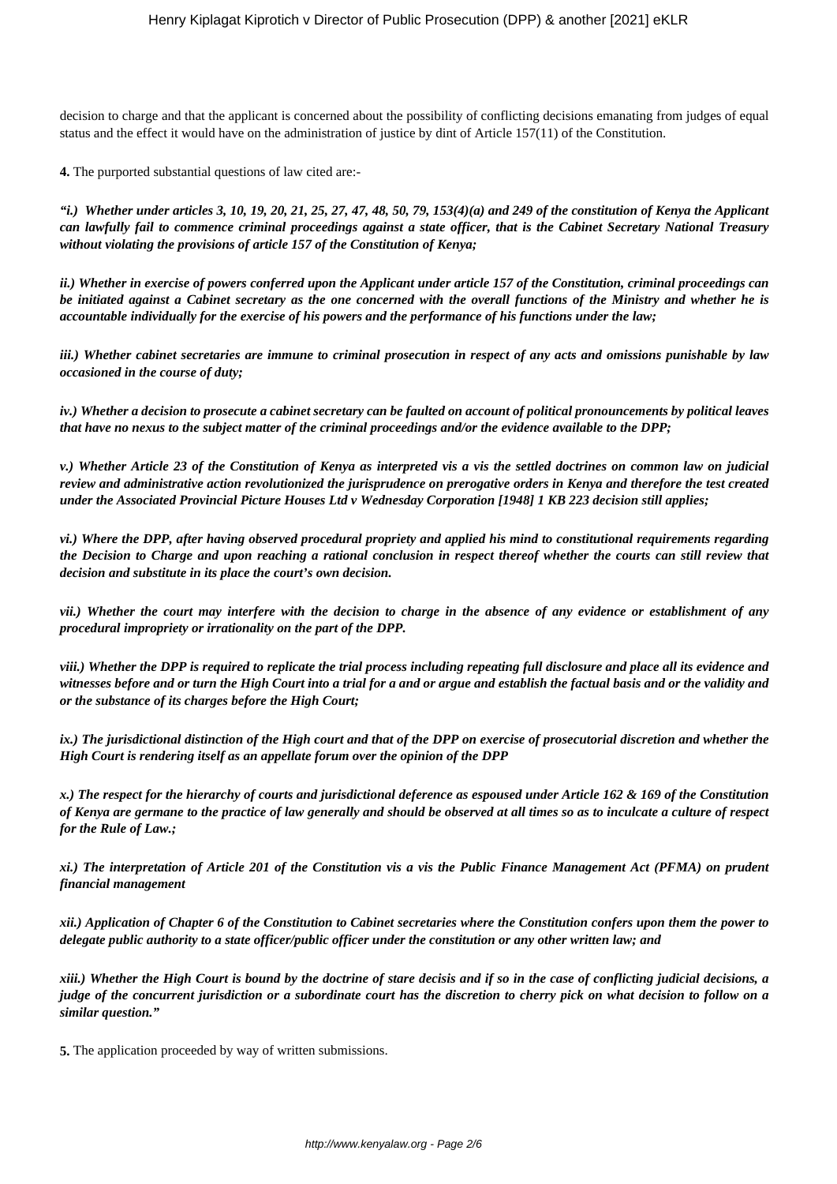decision to charge and that the applicant is concerned about the possibility of conflicting decisions emanating from judges of equal status and the effect it would have on the administration of justice by dint of Article 157(11) of the Constitution.

**4.** The purported substantial questions of law cited are:-

***"i.) Whether under articles 3, 10, 19, 20, 21, 25, 27, 47, 48, 50, 79, 153(4)(a) and 249 of the constitution of Kenya the Applicant can lawfully fail to commence criminal proceedings against a state officer, that is the Cabinet Secretary National Treasury without violating the provisions of article 157 of the Constitution of Kenya;***

***ii.) Whether in exercise of powers conferred upon the Applicant under article 157 of the Constitution, criminal proceedings can be initiated against a Cabinet secretary as the one concerned with the overall functions of the Ministry and whether he is accountable individually for the exercise of his powers and the performance of his functions under the law;***

***iii.) Whether cabinet secretaries are immune to criminal prosecution in respect of any acts and omissions punishable by law occasioned in the course of duty;***

***iv.) Whether a decision to prosecute a cabinet secretary can be faulted on account of political pronouncements by political leaves that have no nexus to the subject matter of the criminal proceedings and/or the evidence available to the DPP;***

***v.) Whether Article 23 of the Constitution of Kenya as interpreted vis a vis the settled doctrines on common law on judicial review and administrative action revolutionized the jurisprudence on prerogative orders in Kenya and therefore the test created under the Associated Provincial Picture Houses Ltd v Wednesday Corporation [1948] 1 KB 223 decision still applies;***

***vi.) Where the DPP, after having observed procedural propriety and applied his mind to constitutional requirements regarding the Decision to Charge and upon reaching a rational conclusion in respect thereof whether the courts can still review that decision and substitute in its place the court's own decision.***

***vii.) Whether the court may interfere with the decision to charge in the absence of any evidence or establishment of any procedural impropriety or irrationality on the part of the DPP.***

***viii.) Whether the DPP is required to replicate the trial process including repeating full disclosure and place all its evidence and witnesses before and or turn the High Court into a trial for a and or argue and establish the factual basis and or the validity and or the substance of its charges before the High Court;***

***ix.) The jurisdictional distinction of the High court and that of the DPP on exercise of prosecutorial discretion and whether the High Court is rendering itself as an appellate forum over the opinion of the DPP***

***x.) The respect for the hierarchy of courts and jurisdictional deference as espoused under Article 162 & 169 of the Constitution of Kenya are germane to the practice of law generally and should be observed at all times so as to inculcate a culture of respect for the Rule of Law.;***

***xi.) The interpretation of Article 201 of the Constitution vis a vis the Public Finance Management Act (PFMA) on prudent financial management***

***xii.) Application of Chapter 6 of the Constitution to Cabinet secretaries where the Constitution confers upon them the power to delegate public authority to a state officer/public officer under the constitution or any other written law; and***

***xiii.) Whether the High Court is bound by the doctrine of stare decisis and if so in the case of conflicting judicial decisions, a judge of the concurrent jurisdiction or a subordinate court has the discretion to cherry pick on what decision to follow on a similar question."***

**5.** The application proceeded by way of written submissions.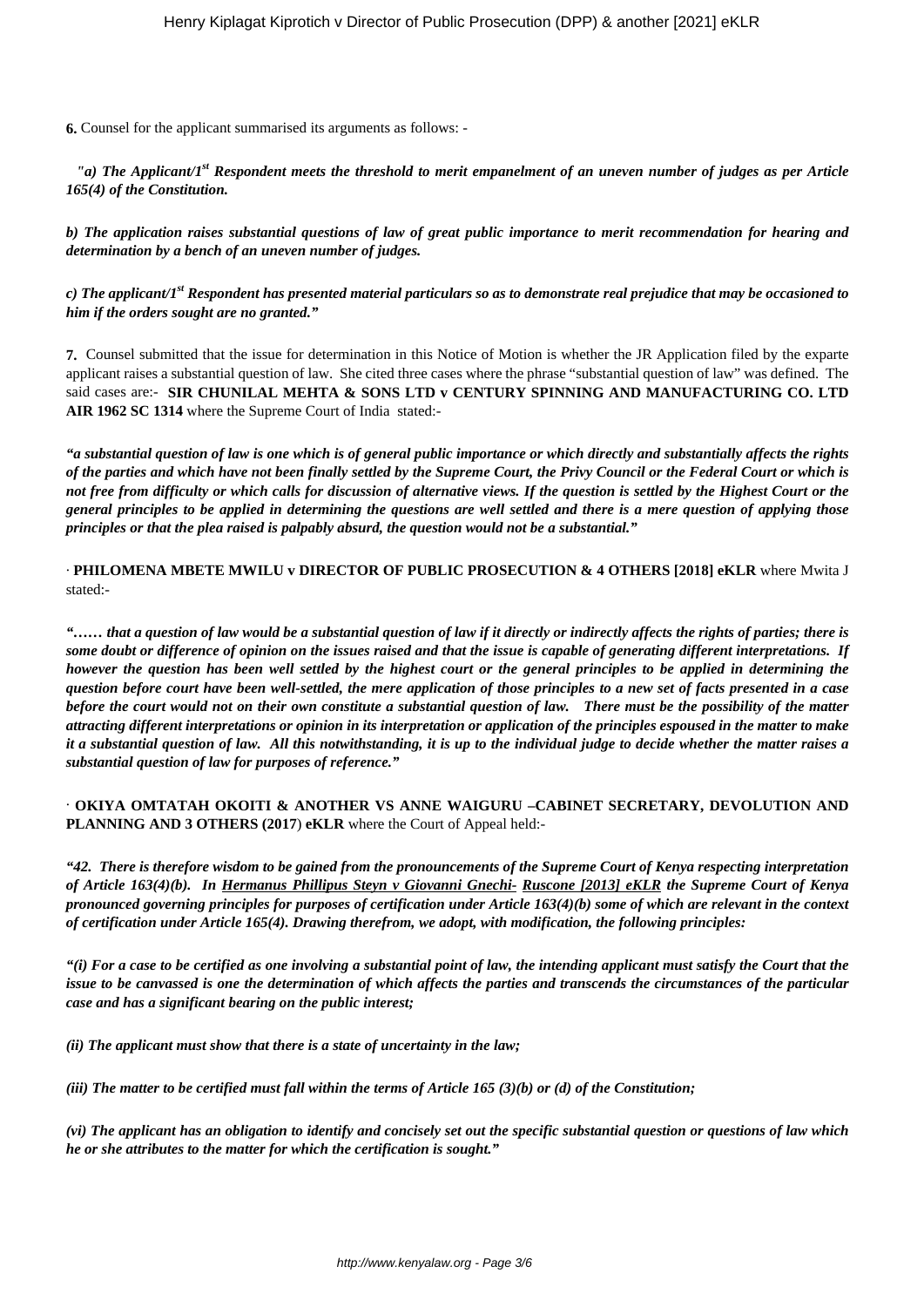**6.** Counsel for the applicant summarised its arguments as follows: -

***"a) The Applicant/1st Respondent meets the threshold to merit empanelment of an uneven number of judges as per Article 165(4) of the Constitution.***

***b) The application raises substantial questions of law of great public importance to merit recommendation for hearing and determination by a bench of an uneven number of judges.***

***c) The applicant/1st Respondent has presented material particulars so as to demonstrate real prejudice that may be occasioned to him if the orders sought are no granted."***

**7.** Counsel submitted that the issue for determination in this Notice of Motion is whether the JR Application filed by the exparte applicant raises a substantial question of law. She cited three cases where the phrase "substantial question of law" was defined. The said cases are:- **SIR CHUNILAL MEHTA & SONS LTD v CENTURY SPINNING AND MANUFACTURING CO. LTD AIR 1962 SC 1314** where the Supreme Court of India stated:-

***"a substantial question of law is one which is of general public importance or which directly and substantially affects the rights of the parties and which have not been finally settled by the Supreme Court, the Privy Council or the Federal Court or which is not free from difficulty or which calls for discussion of alternative views. If the question is settled by the Highest Court or the general principles to be applied in determining the questions are well settled and there is a mere question of applying those principles or that the plea raised is palpably absurd, the question would not be a substantial."***

· **PHILOMENA MBETE MWILU v DIRECTOR OF PUBLIC PROSECUTION & 4 OTHERS [2018] eKLR** where Mwita J stated:-

***"…… that a question of law would be a substantial question of law if it directly or indirectly affects the rights of parties; there is some doubt or difference of opinion on the issues raised and that the issue is capable of generating different interpretations. If however the question has been well settled by the highest court or the general principles to be applied in determining the question before court have been well-settled, the mere application of those principles to a new set of facts presented in a case before the court would not on their own constitute a substantial question of law. There must be the possibility of the matter attracting different interpretations or opinion in its interpretation or application of the principles espoused in the matter to make it a substantial question of law. All this notwithstanding, it is up to the individual judge to decide whether the matter raises a substantial question of law for purposes of reference."***

· **OKIYA OMTATAH OKOITI & ANOTHER VS ANNE WAIGURU –CABINET SECRETARY, DEVOLUTION AND PLANNING AND 3 OTHERS (2017) eKLR** where the Court of Appeal held:-

***"42. There is therefore wisdom to be gained from the pronouncements of the Supreme Court of Kenya respecting interpretation of Article 163(4)(b). In Hermanus Phillipus Steyn v Giovanni Gnechi- Ruscone [2013] eKLR the Supreme Court of Kenya pronounced governing principles for purposes of certification under Article 163(4)(b) some of which are relevant in the context of certification under Article 165(4). Drawing therefrom, we adopt, with modification, the following principles:***

***"(i) For a case to be certified as one involving a substantial point of law, the intending applicant must satisfy the Court that the issue to be canvassed is one the determination of which affects the parties and transcends the circumstances of the particular case and has a significant bearing on the public interest;***

***(ii) The applicant must show that there is a state of uncertainty in the law;***

***(iii) The matter to be certified must fall within the terms of Article 165 (3)(b) or (d) of the Constitution;***

***(vi) The applicant has an obligation to identify and concisely set out the specific substantial question or questions of law which he or she attributes to the matter for which the certification is sought."***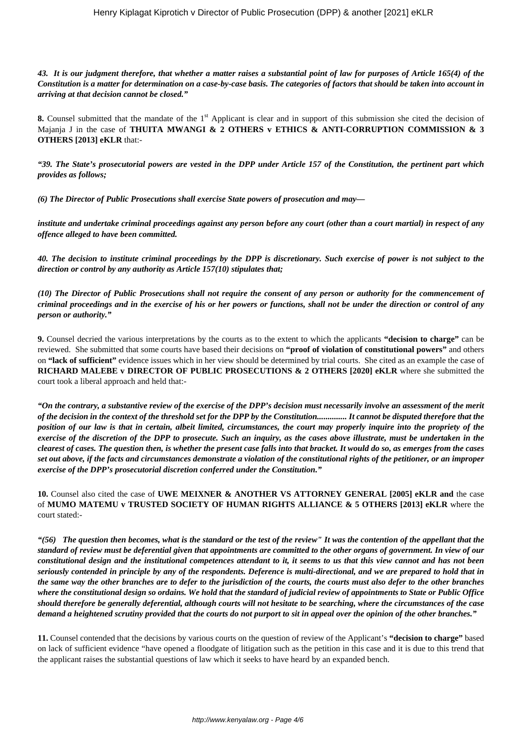***43. It is our judgment therefore, that whether a matter raises a substantial point of law for purposes of Article 165(4) of the Constitution is a matter for determination on a case-by-case basis. The categories of factors that should be taken into account in arriving at that decision cannot be closed."***

**8.** Counsel submitted that the mandate of the 1st Applicant is clear and in support of this submission she cited the decision of Majanja J in the case of **THUITA MWANGI & 2 OTHERS v ETHICS & ANTI-CORRUPTION COMMISSION & 3 OTHERS [2013] eKLR** that:-

***"39. The State's prosecutorial powers are vested in the DPP under Article 157 of the Constitution, the pertinent part which provides as follows;***

***(6) The Director of Public Prosecutions shall exercise State powers of prosecution and may—***

***institute and undertake criminal proceedings against any person before any court (other than a court martial) in respect of any offence alleged to have been committed.***

***40. The decision to institute criminal proceedings by the DPP is discretionary. Such exercise of power is not subject to the direction or control by any authority as Article 157(10) stipulates that;***

***(10) The Director of Public Prosecutions shall not require the consent of any person or authority for the commencement of criminal proceedings and in the exercise of his or her powers or functions, shall not be under the direction or control of any person or authority."***

**9.** Counsel decried the various interpretations by the courts as to the extent to which the applicants **"decision to charge"** can be reviewed. She submitted that some courts have based their decisions on **"proof of violation of constitutional powers"** and others on **"lack of sufficient"** evidence issues which in her view should be determined by trial courts. She cited as an example the case of **RICHARD MALEBE v DIRECTOR OF PUBLIC PROSECUTIONS & 2 OTHERS [2020] eKLR** where she submitted the court took a liberal approach and held that:-

***"On the contrary, a substantive review of the exercise of the DPP's decision must necessarily involve an assessment of the merit of the decision in the context of the threshold set for the DPP by the Constitution.............. It cannot be disputed therefore that the position of our law is that in certain, albeit limited, circumstances, the court may properly inquire into the propriety of the exercise of the discretion of the DPP to prosecute. Such an inquiry, as the cases above illustrate, must be undertaken in the clearest of cases. The question then, is whether the present case falls into that bracket. It would do so, as emerges from the cases set out above, if the facts and circumstances demonstrate a violation of the constitutional rights of the petitioner, or an improper exercise of the DPP's prosecutorial discretion conferred under the Constitution."***

**10.** Counsel also cited the case of **UWE MEIXNER & ANOTHER VS ATTORNEY GENERAL [2005] eKLR and** the case of **MUMO MATEMU v TRUSTED SOCIETY OF HUMAN RIGHTS ALLIANCE & 5 OTHERS [2013] eKLR** where the court stated:-

***"(56) The question then becomes, what is the standard or the test of the review" It was the contention of the appellant that the standard of review must be deferential given that appointments are committed to the other organs of government. In view of our constitutional design and the institutional competences attendant to it, it seems to us that this view cannot and has not been seriously contended in principle by any of the respondents. Deference is multi-directional, and we are prepared to hold that in the same way the other branches are to defer to the jurisdiction of the courts, the courts must also defer to the other branches where the constitutional design so ordains. We hold that the standard of judicial review of appointments to State or Public Office should therefore be generally deferential, although courts will not hesitate to be searching, where the circumstances of the case demand a heightened scrutiny provided that the courts do not purport to sit in appeal over the opinion of the other branches."***

**11.** Counsel contended that the decisions by various courts on the question of review of the Applicant's **"decision to charge"** based on lack of sufficient evidence "have opened a floodgate of litigation such as the petition in this case and it is due to this trend that the applicant raises the substantial questions of law which it seeks to have heard by an expanded bench.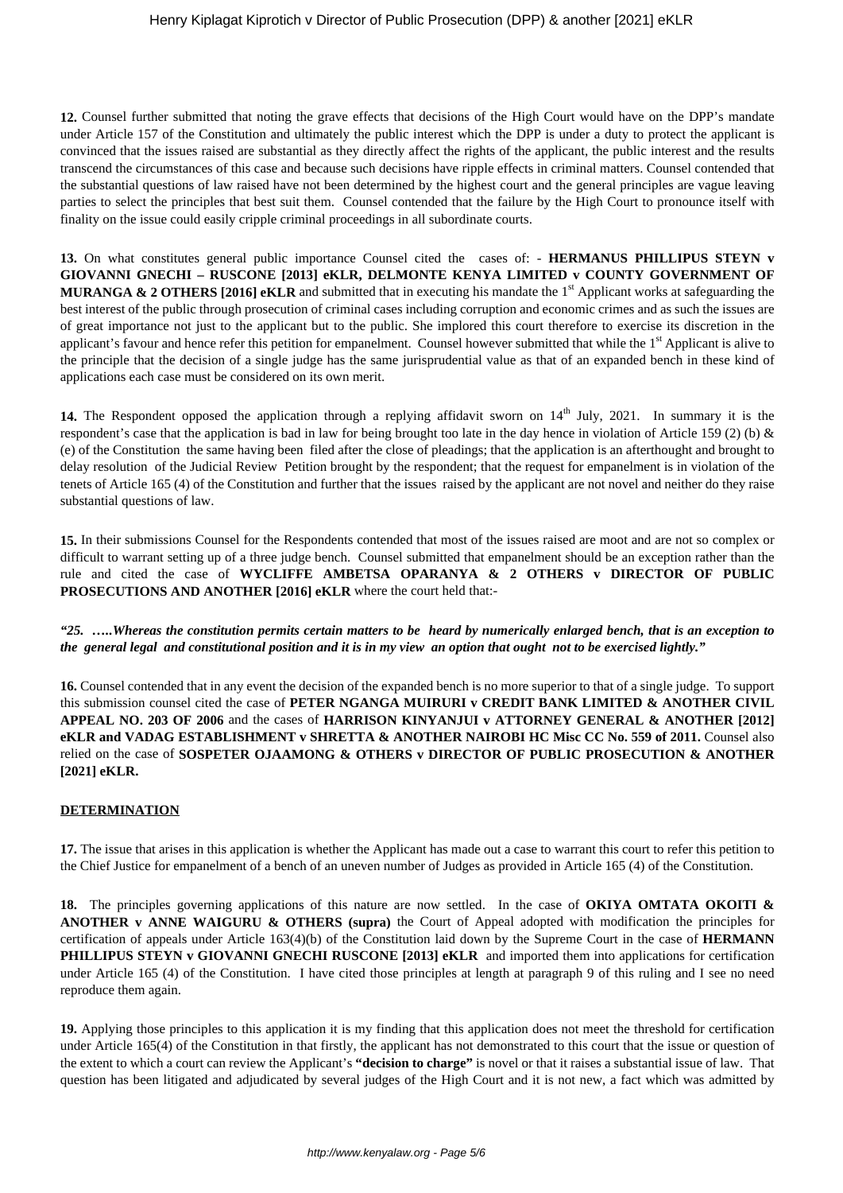**12.** Counsel further submitted that noting the grave effects that decisions of the High Court would have on the DPP's mandate under Article 157 of the Constitution and ultimately the public interest which the DPP is under a duty to protect the applicant is convinced that the issues raised are substantial as they directly affect the rights of the applicant, the public interest and the results transcend the circumstances of this case and because such decisions have ripple effects in criminal matters. Counsel contended that the substantial questions of law raised have not been determined by the highest court and the general principles are vague leaving parties to select the principles that best suit them. Counsel contended that the failure by the High Court to pronounce itself with finality on the issue could easily cripple criminal proceedings in all subordinate courts.

**13.** On what constitutes general public importance Counsel cited the cases of: - **HERMANUS PHILLIPUS STEYN v GIOVANNI GNECHI – RUSCONE [2013] eKLR, DELMONTE KENYA LIMITED v COUNTY GOVERNMENT OF MURANGA & 2 OTHERS [2016] eKLR** and submitted that in executing his mandate the 1st Applicant works at safeguarding the best interest of the public through prosecution of criminal cases including corruption and economic crimes and as such the issues are of great importance not just to the applicant but to the public. She implored this court therefore to exercise its discretion in the applicant's favour and hence refer this petition for empanelment. Counsel however submitted that while the 1st Applicant is alive to the principle that the decision of a single judge has the same jurisprudential value as that of an expanded bench in these kind of applications each case must be considered on its own merit.

**14.** The Respondent opposed the application through a replying affidavit sworn on 14th July, 2021. In summary it is the respondent's case that the application is bad in law for being brought too late in the day hence in violation of Article 159 (2) (b) & (e) of the Constitution the same having been filed after the close of pleadings; that the application is an afterthought and brought to delay resolution of the Judicial Review Petition brought by the respondent; that the request for empanelment is in violation of the tenets of Article 165 (4) of the Constitution and further that the issues raised by the applicant are not novel and neither do they raise substantial questions of law.

**15.** In their submissions Counsel for the Respondents contended that most of the issues raised are moot and are not so complex or difficult to warrant setting up of a three judge bench. Counsel submitted that empanelment should be an exception rather than the rule and cited the case of **WYCLIFFE AMBETSA OPARANYA & 2 OTHERS v DIRECTOR OF PUBLIC PROSECUTIONS AND ANOTHER [2016] eKLR** where the court held that:-

***"25. …..Whereas the constitution permits certain matters to be heard by numerically enlarged bench, that is an exception to the general legal and constitutional position and it is in my view an option that ought not to be exercised lightly."***

**16.** Counsel contended that in any event the decision of the expanded bench is no more superior to that of a single judge. To support this submission counsel cited the case of **PETER NGANGA MUIRURI v CREDIT BANK LIMITED & ANOTHER CIVIL APPEAL NO. 203 OF 2006** and the cases of **HARRISON KINYANJUI v ATTORNEY GENERAL & ANOTHER [2012] eKLR and VADAG ESTABLISHMENT v SHRETTA & ANOTHER NAIROBI HC Misc CC No. 559 of 2011.** Counsel also relied on the case of **SOSPETER OJAAMONG & OTHERS v DIRECTOR OF PUBLIC PROSECUTION & ANOTHER [2021] eKLR.**

## DETERMINATION

**17.** The issue that arises in this application is whether the Applicant has made out a case to warrant this court to refer this petition to the Chief Justice for empanelment of a bench of an uneven number of Judges as provided in Article 165 (4) of the Constitution.

**18.** The principles governing applications of this nature are now settled. In the case of **OKIYA OMTATA OKOITI & ANOTHER v ANNE WAIGURU & OTHERS (supra)** the Court of Appeal adopted with modification the principles for certification of appeals under Article 163(4)(b) of the Constitution laid down by the Supreme Court in the case of **HERMANN PHILLIPUS STEYN v GIOVANNI GNECHI RUSCONE [2013] eKLR** and imported them into applications for certification under Article 165 (4) of the Constitution. I have cited those principles at length at paragraph 9 of this ruling and I see no need reproduce them again.

**19.** Applying those principles to this application it is my finding that this application does not meet the threshold for certification under Article 165(4) of the Constitution in that firstly, the applicant has not demonstrated to this court that the issue or question of the extent to which a court can review the Applicant's **"decision to charge"** is novel or that it raises a substantial issue of law. That question has been litigated and adjudicated by several judges of the High Court and it is not new, a fact which was admitted by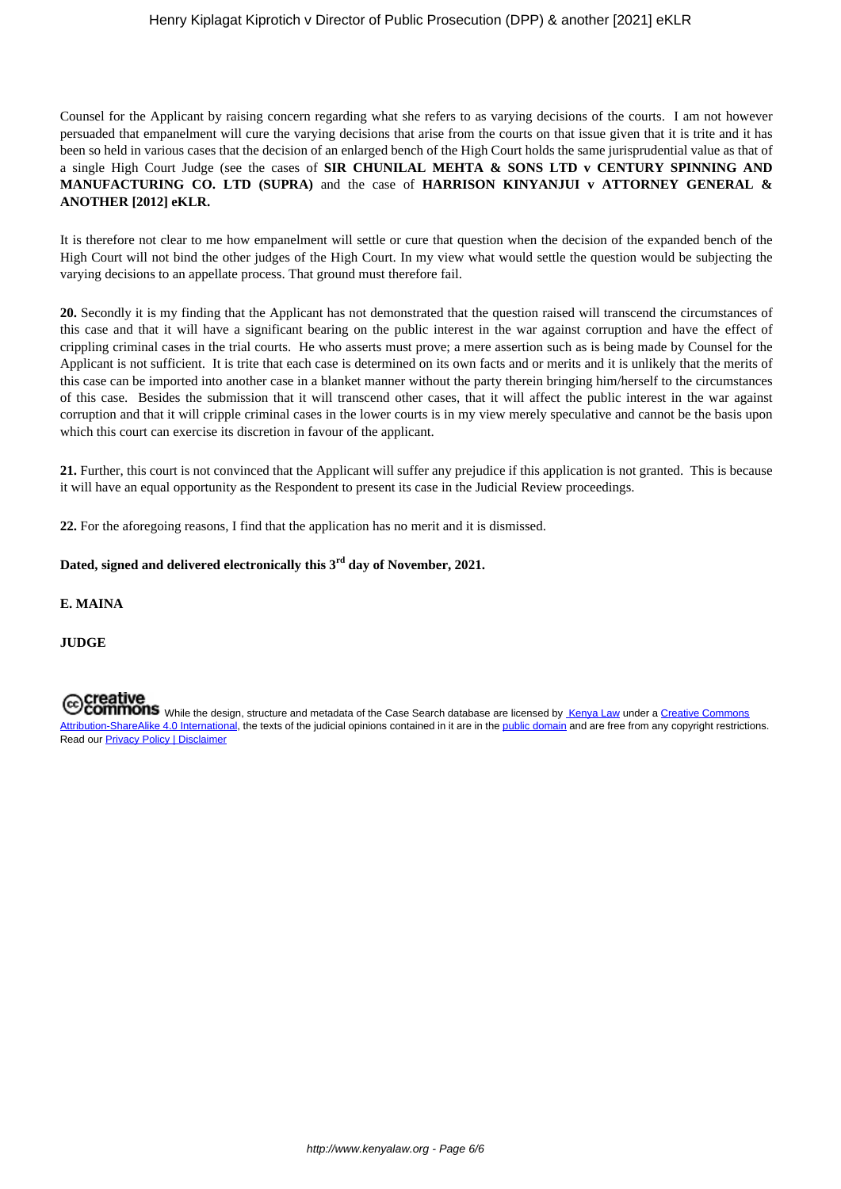Counsel for the Applicant by raising concern regarding what she refers to as varying decisions of the courts. I am not however persuaded that empanelment will cure the varying decisions that arise from the courts on that issue given that it is trite and it has been so held in various cases that the decision of an enlarged bench of the High Court holds the same jurisprudential value as that of a single High Court Judge (see the cases of **SIR CHUNILAL MEHTA & SONS LTD v CENTURY SPINNING AND MANUFACTURING CO. LTD (SUPRA)** and the case of **HARRISON KINYANJUI v ATTORNEY GENERAL & ANOTHER [2012] eKLR.**

It is therefore not clear to me how empanelment will settle or cure that question when the decision of the expanded bench of the High Court will not bind the other judges of the High Court. In my view what would settle the question would be subjecting the varying decisions to an appellate process. That ground must therefore fail.

**20.** Secondly it is my finding that the Applicant has not demonstrated that the question raised will transcend the circumstances of this case and that it will have a significant bearing on the public interest in the war against corruption and have the effect of crippling criminal cases in the trial courts. He who asserts must prove; a mere assertion such as is being made by Counsel for the Applicant is not sufficient. It is trite that each case is determined on its own facts and or merits and it is unlikely that the merits of this case can be imported into another case in a blanket manner without the party therein bringing him/herself to the circumstances of this case. Besides the submission that it will transcend other cases, that it will affect the public interest in the war against corruption and that it will cripple criminal cases in the lower courts is in my view merely speculative and cannot be the basis upon which this court can exercise its discretion in favour of the applicant.

**21.** Further, this court is not convinced that the Applicant will suffer any prejudice if this application is not granted. This is because it will have an equal opportunity as the Respondent to present its case in the Judicial Review proceedings.

**22.** For the aforegoing reasons, I find that the application has no merit and it is dismissed.

**Dated, signed and delivered electronically this 3rd day of November, 2021.**

**E. MAINA**

**JUDGE**

While the design, structure and metadata of the Case Search database are licensed by Kenya Law under a Creative Commons Attribution-ShareAlike 4.0 International, the texts of the judicial opinions contained in it are in the public domain and are free from any copyright restrictions. Read our Privacy Policy | Disclaimer